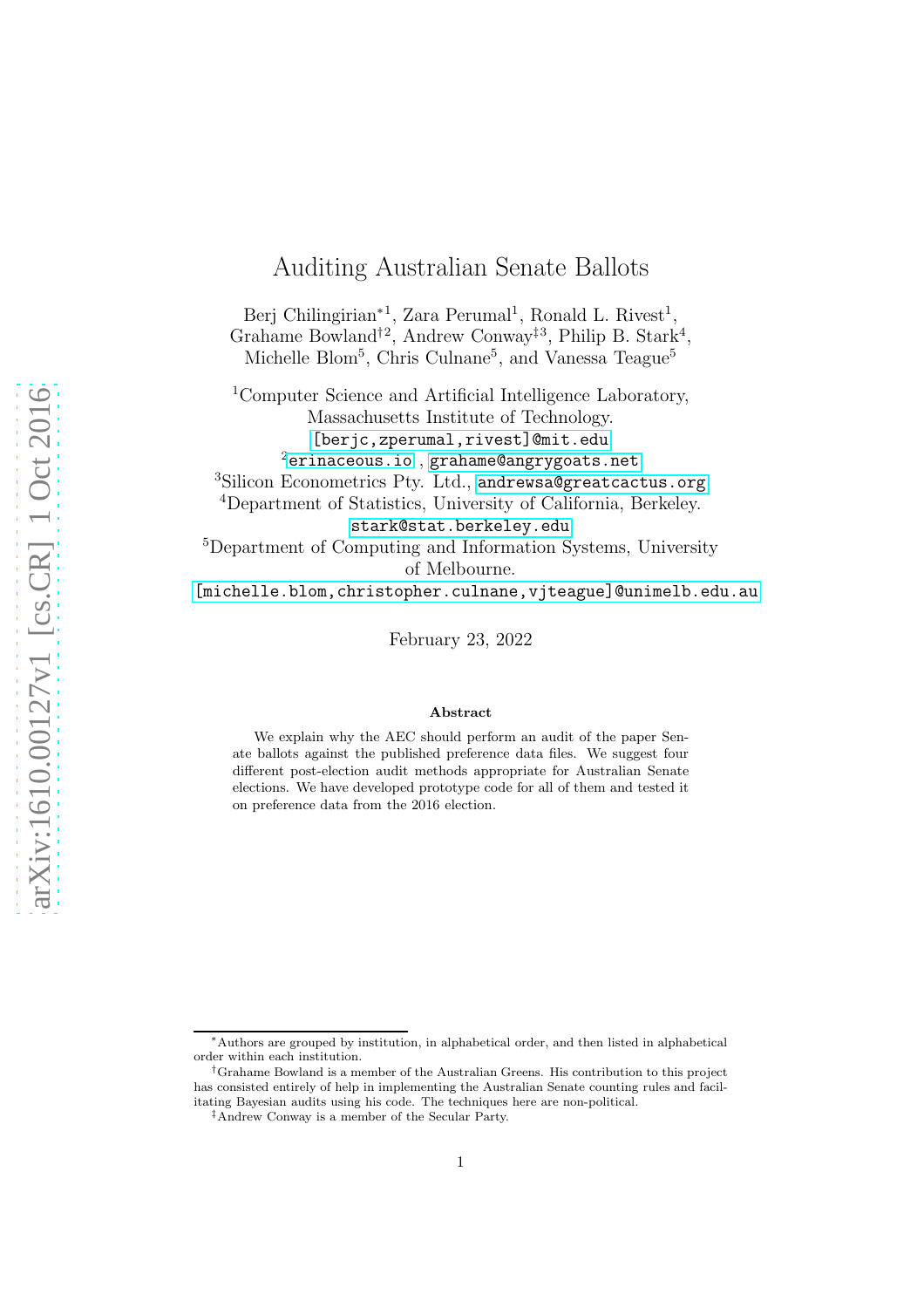# Auditing Australian Senate Ballots

Berj Chilingirian*[1], Zara Perumal[1], Ronald L. Rivest[1], Grahame Bowland†[2], Andrew Conway‡[3], Philip B. Stark[4], Michelle Blom[5], Chris Culnane[5], and Vanessa Teague[5]

[1]Computer Science and Artificial Intelligence Laboratory, Massachusetts Institute of Technology. [berjc,zperumal,rivest]@mit.edu

[2]erinaceous.io , grahame@angrygoats.net

[3]Silicon Econometrics Pty. Ltd., andrewsa@greatcactus.org

[4]Department of Statistics, University of California, Berkeley. stark@stat.berkeley.edu

[5]Department of Computing and Information Systems, University of Melbourne. [michelle.blom,christopher.culnane,vjteague]@unimelb.edu.au

February 23, 2022

### Abstract

We explain why the AEC should perform an audit of the paper Senate ballots against the published preference data files. We suggest four different post-election audit methods appropriate for Australian Senate elections. We have developed prototype code for all of them and tested it on preference data from the 2016 election.

---

*Authors are grouped by institution, in alphabetical order, and then listed in alphabetical order within each institution.

†Grahame Bowland is a member of the Australian Greens. His contribution to this project has consisted entirely of help in implementing the Australian Senate counting rules and facilitating Bayesian audits using his code. The techniques here are non-political.

‡Andrew Conway is a member of the Secular Party.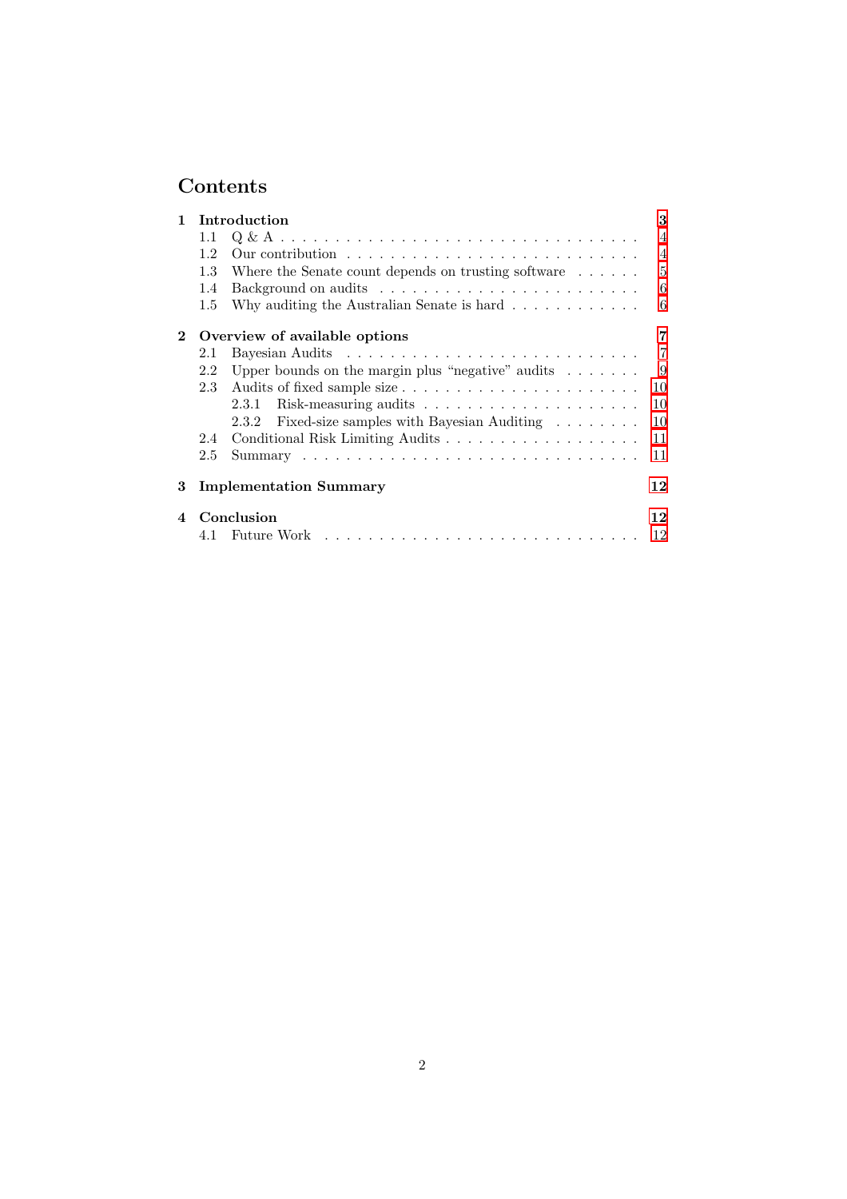# Contents

**1 Introduction** — 3
- 1.1 Q & A — 4
- 1.2 Our contribution — 4
- 1.3 Where the Senate count depends on trusting software — 5
- 1.4 Background on audits — 6
- 1.5 Why auditing the Australian Senate is hard — 6

**2 Overview of available options** — 7
- 2.1 Bayesian Audits — 7
- 2.2 Upper bounds on the margin plus "negative" audits — 9
- 2.3 Audits of fixed sample size — 10
  - 2.3.1 Risk-measuring audits — 10
  - 2.3.2 Fixed-size samples with Bayesian Auditing — 10
- 2.4 Conditional Risk Limiting Audits — 11
- 2.5 Summary — 11

**3 Implementation Summary** — 12

**4 Conclusion** — 12
- 4.1 Future Work — 12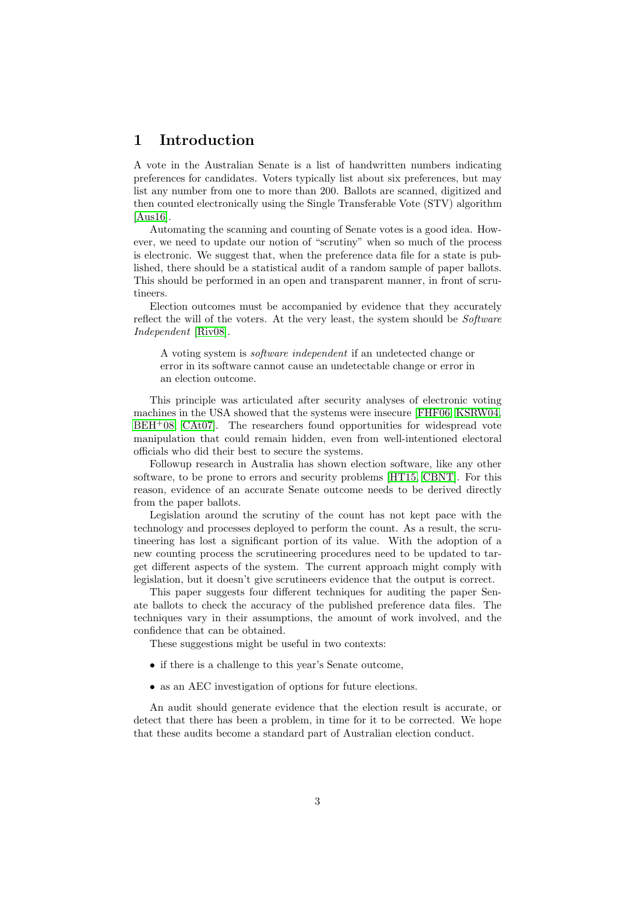# 1 Introduction

A vote in the Australian Senate is a list of handwritten numbers indicating preferences for candidates. Voters typically list about six preferences, but may list any number from one to more than 200. Ballots are scanned, digitized and then counted electronically using the Single Transferable Vote (STV) algorithm [Aus16].

Automating the scanning and counting of Senate votes is a good idea. However, we need to update our notion of "scrutiny" when so much of the process is electronic. We suggest that, when the preference data file for a state is published, there should be a statistical audit of a random sample of paper ballots. This should be performed in an open and transparent manner, in front of scrutineers.

Election outcomes must be accompanied by evidence that they accurately reflect the will of the voters. At the very least, the system should be *Software Independent* [Riv08].

> A voting system is *software independent* if an undetected change or error in its software cannot cause an undetectable change or error in an election outcome.

This principle was articulated after security analyses of electronic voting machines in the USA showed that the systems were insecure [FHF06, KSRW04, BEH+08, CAt07]. The researchers found opportunities for widespread vote manipulation that could remain hidden, even from well-intentioned electoral officials who did their best to secure the systems.

Followup research in Australia has shown election software, like any other software, to be prone to errors and security problems [HT15, CBNT]. For this reason, evidence of an accurate Senate outcome needs to be derived directly from the paper ballots.

Legislation around the scrutiny of the count has not kept pace with the technology and processes deployed to perform the count. As a result, the scrutineering has lost a significant portion of its value. With the adoption of a new counting process the scrutineering procedures need to be updated to target different aspects of the system. The current approach might comply with legislation, but it doesn't give scrutineers evidence that the output is correct.

This paper suggests four different techniques for auditing the paper Senate ballots to check the accuracy of the published preference data files. The techniques vary in their assumptions, the amount of work involved, and the confidence that can be obtained.

These suggestions might be useful in two contexts:

- if there is a challenge to this year's Senate outcome,
- as an AEC investigation of options for future elections.

An audit should generate evidence that the election result is accurate, or detect that there has been a problem, in time for it to be corrected. We hope that these audits become a standard part of Australian election conduct.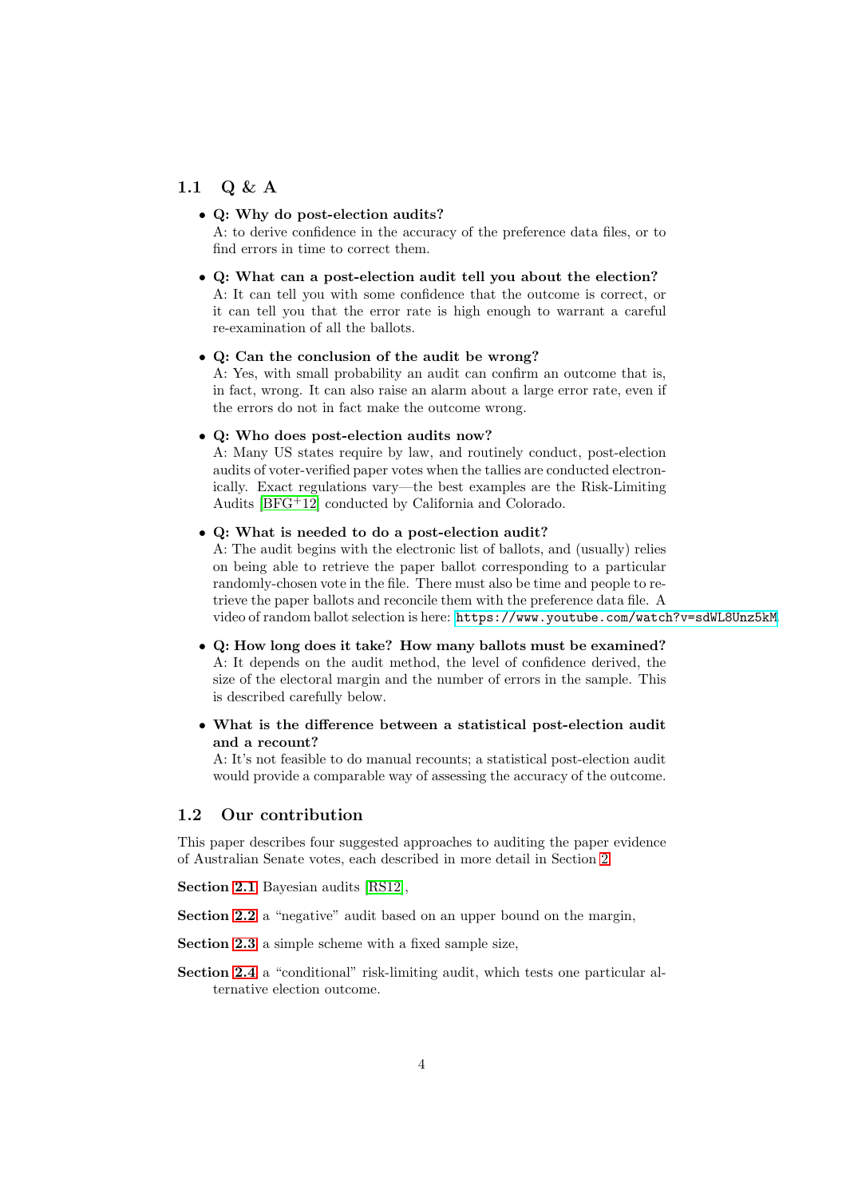## 1.1 Q & A

- **Q: Why do post-election audits?**
  A: to derive confidence in the accuracy of the preference data files, or to find errors in time to correct them.

- **Q: What can a post-election audit tell you about the election?**
  A: It can tell you with some confidence that the outcome is correct, or it can tell you that the error rate is high enough to warrant a careful re-examination of all the ballots.

- **Q: Can the conclusion of the audit be wrong?**
  A: Yes, with small probability an audit can confirm an outcome that is, in fact, wrong. It can also raise an alarm about a large error rate, even if the errors do not in fact make the outcome wrong.

- **Q: Who does post-election audits now?**
  A: Many US states require by law, and routinely conduct, post-election audits of voter-verified paper votes when the tallies are conducted electronically. Exact regulations vary—the best examples are the Risk-Limiting Audits [BFG+12] conducted by California and Colorado.

- **Q: What is needed to do a post-election audit?**
  A: The audit begins with the electronic list of ballots, and (usually) relies on being able to retrieve the paper ballot corresponding to a particular randomly-chosen vote in the file. There must also be time and people to retrieve the paper ballots and reconcile them with the preference data file. A video of random ballot selection is here: https://www.youtube.com/watch?v=sdWL8Unz5kM

- **Q: How long does it take? How many ballots must be examined?**
  A: It depends on the audit method, the level of confidence derived, the size of the electoral margin and the number of errors in the sample. This is described carefully below.

- **What is the difference between a statistical post-election audit and a recount?**
  A: It's not feasible to do manual recounts; a statistical post-election audit would provide a comparable way of assessing the accuracy of the outcome.

## 1.2 Our contribution

This paper describes four suggested approaches to auditing the paper evidence of Australian Senate votes, each described in more detail in Section 2.

**Section 2.1** Bayesian audits [RS12],

**Section 2.2** a "negative" audit based on an upper bound on the margin,

**Section 2.3** a simple scheme with a fixed sample size,

**Section 2.4** a "conditional" risk-limiting audit, which tests one particular alternative election outcome.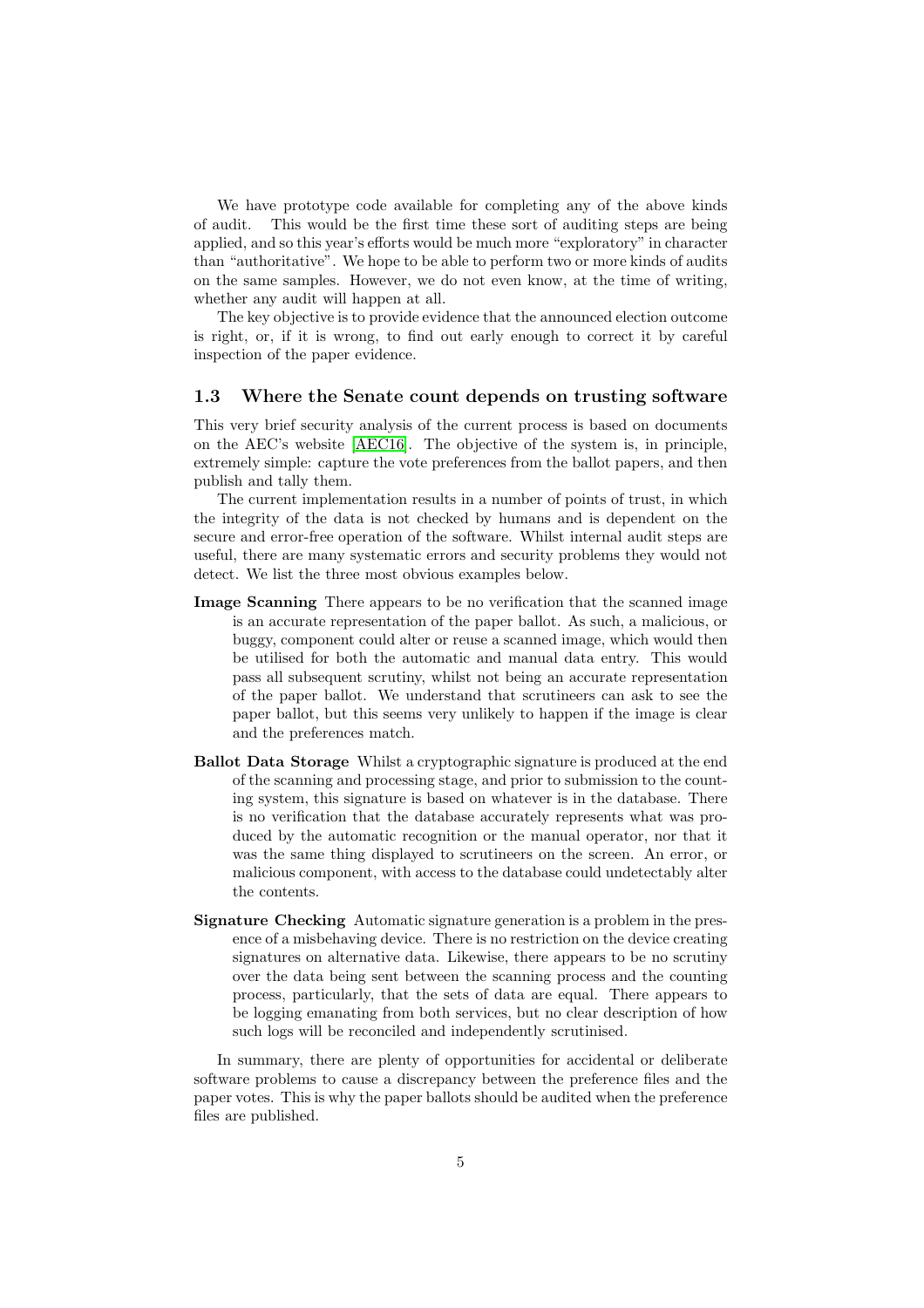We have prototype code available for completing any of the above kinds of audit. This would be the first time these sort of auditing steps are being applied, and so this year's efforts would be much more "exploratory" in character than "authoritative". We hope to be able to perform two or more kinds of audits on the same samples. However, we do not even know, at the time of writing, whether any audit will happen at all.

The key objective is to provide evidence that the announced election outcome is right, or, if it is wrong, to find out early enough to correct it by careful inspection of the paper evidence.

### 1.3 Where the Senate count depends on trusting software

This very brief security analysis of the current process is based on documents on the AEC's website [AEC16]. The objective of the system is, in principle, extremely simple: capture the vote preferences from the ballot papers, and then publish and tally them.

The current implementation results in a number of points of trust, in which the integrity of the data is not checked by humans and is dependent on the secure and error-free operation of the software. Whilst internal audit steps are useful, there are many systematic errors and security problems they would not detect. We list the three most obvious examples below.

**Image Scanning** There appears to be no verification that the scanned image is an accurate representation of the paper ballot. As such, a malicious, or buggy, component could alter or reuse a scanned image, which would then be utilised for both the automatic and manual data entry. This would pass all subsequent scrutiny, whilst not being an accurate representation of the paper ballot. We understand that scrutineers can ask to see the paper ballot, but this seems very unlikely to happen if the image is clear and the preferences match.

**Ballot Data Storage** Whilst a cryptographic signature is produced at the end of the scanning and processing stage, and prior to submission to the counting system, this signature is based on whatever is in the database. There is no verification that the database accurately represents what was produced by the automatic recognition or the manual operator, nor that it was the same thing displayed to scrutineers on the screen. An error, or malicious component, with access to the database could undetectably alter the contents.

**Signature Checking** Automatic signature generation is a problem in the presence of a misbehaving device. There is no restriction on the device creating signatures on alternative data. Likewise, there appears to be no scrutiny over the data being sent between the scanning process and the counting process, particularly, that the sets of data are equal. There appears to be logging emanating from both services, but no clear description of how such logs will be reconciled and independently scrutinised.

In summary, there are plenty of opportunities for accidental or deliberate software problems to cause a discrepancy between the preference files and the paper votes. This is why the paper ballots should be audited when the preference files are published.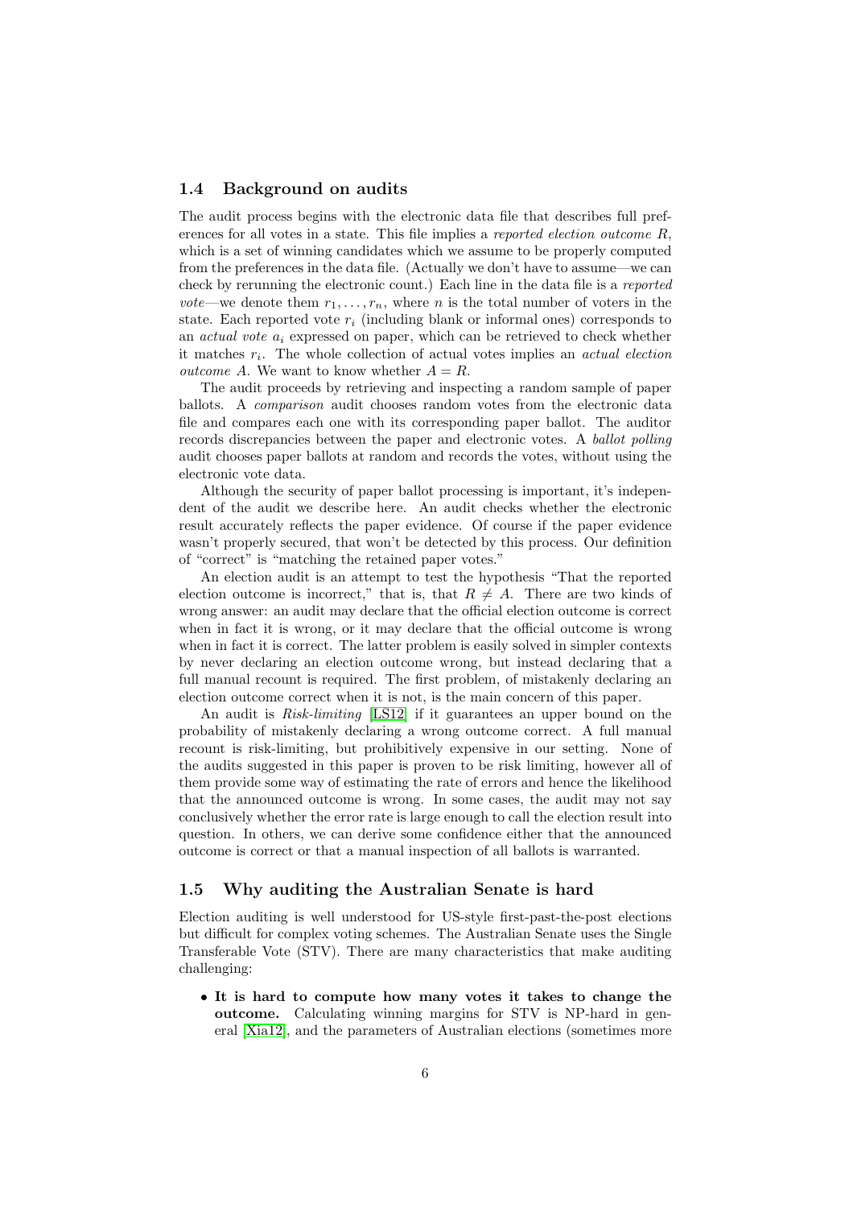### 1.4 Background on audits

The audit process begins with the electronic data file that describes full preferences for all votes in a state. This file implies a *reported election outcome* $R$, which is a set of winning candidates which we assume to be properly computed from the preferences in the data file. (Actually we don't have to assume—we can check by rerunning the electronic count.) Each line in the data file is a *reported vote*—we denote them $r_1, \ldots, r_n$, where $n$ is the total number of voters in the state. Each reported vote $r_i$ (including blank or informal ones) corresponds to an *actual vote* $a_i$ expressed on paper, which can be retrieved to check whether it matches $r_i$. The whole collection of actual votes implies an *actual election outcome* $A$. We want to know whether $A = R$.

The audit proceeds by retrieving and inspecting a random sample of paper ballots. A *comparison* audit chooses random votes from the electronic data file and compares each one with its corresponding paper ballot. The auditor records discrepancies between the paper and electronic votes. A *ballot polling* audit chooses paper ballots at random and records the votes, without using the electronic vote data.

Although the security of paper ballot processing is important, it's independent of the audit we describe here. An audit checks whether the electronic result accurately reflects the paper evidence. Of course if the paper evidence wasn't properly secured, that won't be detected by this process. Our definition of "correct" is "matching the retained paper votes."

An election audit is an attempt to test the hypothesis "That the reported election outcome is incorrect," that is, that $R \neq A$. There are two kinds of wrong answer: an audit may declare that the official election outcome is correct when in fact it is wrong, or it may declare that the official outcome is wrong when in fact it is correct. The latter problem is easily solved in simpler contexts by never declaring an election outcome wrong, but instead declaring that a full manual recount is required. The first problem, of mistakenly declaring an election outcome correct when it is not, is the main concern of this paper.

An audit is *Risk-limiting* [LS12] if it guarantees an upper bound on the probability of mistakenly declaring a wrong outcome correct. A full manual recount is risk-limiting, but prohibitively expensive in our setting. None of the audits suggested in this paper is proven to be risk limiting, however all of them provide some way of estimating the rate of errors and hence the likelihood that the announced outcome is wrong. In some cases, the audit may not say conclusively whether the error rate is large enough to call the election result into question. In others, we can derive some confidence either that the announced outcome is correct or that a manual inspection of all ballots is warranted.

### 1.5 Why auditing the Australian Senate is hard

Election auditing is well understood for US-style first-past-the-post elections but difficult for complex voting schemes. The Australian Senate uses the Single Transferable Vote (STV). There are many characteristics that make auditing challenging:

- **It is hard to compute how many votes it takes to change the outcome.** Calculating winning margins for STV is NP-hard in general [Xia12], and the parameters of Australian elections (sometimes more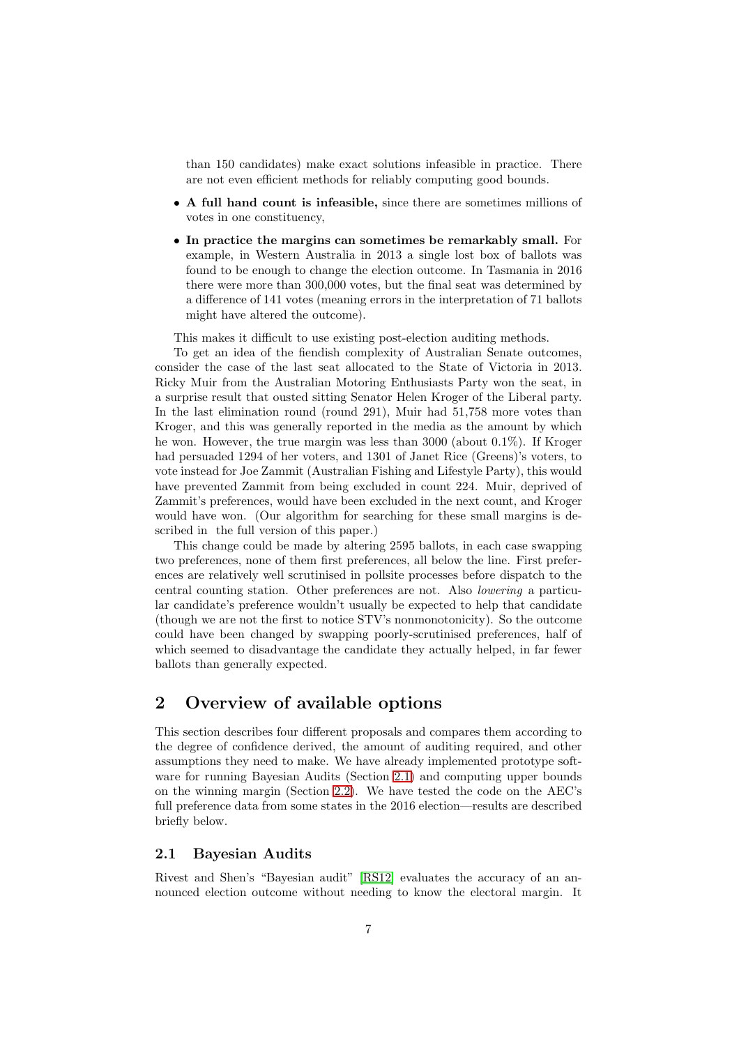than 150 candidates) make exact solutions infeasible in practice. There are not even efficient methods for reliably computing good bounds.

- **A full hand count is infeasible,** since there are sometimes millions of votes in one constituency,
- **In practice the margins can sometimes be remarkably small.** For example, in Western Australia in 2013 a single lost box of ballots was found to be enough to change the election outcome. In Tasmania in 2016 there were more than 300,000 votes, but the final seat was determined by a difference of 141 votes (meaning errors in the interpretation of 71 ballots might have altered the outcome).

This makes it difficult to use existing post-election auditing methods.

To get an idea of the fiendish complexity of Australian Senate outcomes, consider the case of the last seat allocated to the State of Victoria in 2013. Ricky Muir from the Australian Motoring Enthusiasts Party won the seat, in a surprise result that ousted sitting Senator Helen Kroger of the Liberal party. In the last elimination round (round 291), Muir had 51,758 more votes than Kroger, and this was generally reported in the media as the amount by which he won. However, the true margin was less than 3000 (about 0.1%). If Kroger had persuaded 1294 of her voters, and 1301 of Janet Rice (Greens)'s voters, to vote instead for Joe Zammit (Australian Fishing and Lifestyle Party), this would have prevented Zammit from being excluded in count 224. Muir, deprived of Zammit's preferences, would have been excluded in the next count, and Kroger would have won. (Our algorithm for searching for these small margins is described in the full version of this paper.)

This change could be made by altering 2595 ballots, in each case swapping two preferences, none of them first preferences, all below the line. First preferences are relatively well scrutinised in pollsite processes before dispatch to the central counting station. Other preferences are not. Also *lowering* a particular candidate's preference wouldn't usually be expected to help that candidate (though we are not the first to notice STV's nonmonotonicity). So the outcome could have been changed by swapping poorly-scrutinised preferences, half of which seemed to disadvantage the candidate they actually helped, in far fewer ballots than generally expected.

## 2 Overview of available options

This section describes four different proposals and compares them according to the degree of confidence derived, the amount of auditing required, and other assumptions they need to make. We have already implemented prototype software for running Bayesian Audits (Section 2.1) and computing upper bounds on the winning margin (Section 2.2). We have tested the code on the AEC's full preference data from some states in the 2016 election—results are described briefly below.

### 2.1 Bayesian Audits

Rivest and Shen's "Bayesian audit" [RS12] evaluates the accuracy of an announced election outcome without needing to know the electoral margin. It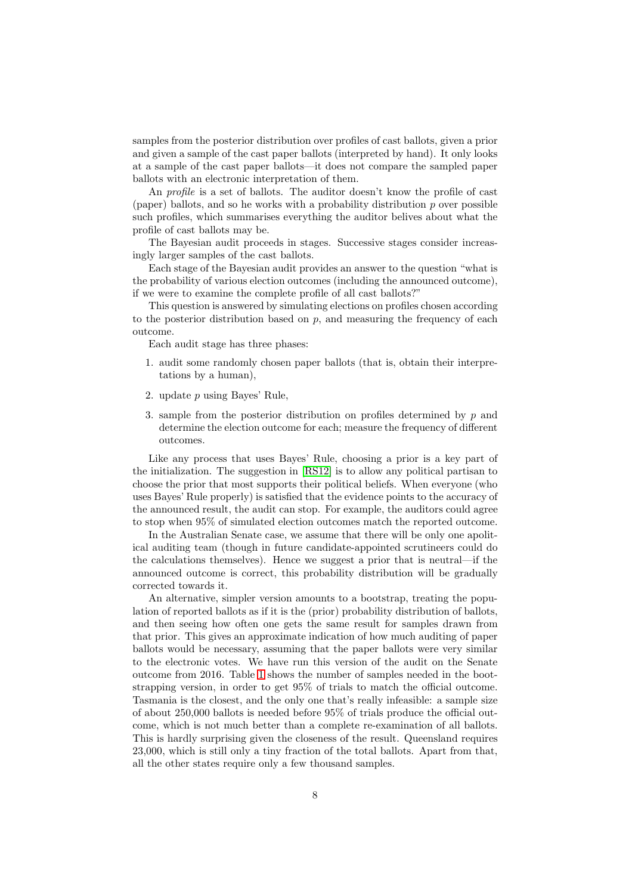samples from the posterior distribution over profiles of cast ballots, given a prior and given a sample of the cast paper ballots (interpreted by hand). It only looks at a sample of the cast paper ballots—it does not compare the sampled paper ballots with an electronic interpretation of them.

An *profile* is a set of ballots. The auditor doesn't know the profile of cast (paper) ballots, and so he works with a probability distribution $p$ over possible such profiles, which summarises everything the auditor belives about what the profile of cast ballots may be.

The Bayesian audit proceeds in stages. Successive stages consider increasingly larger samples of the cast ballots.

Each stage of the Bayesian audit provides an answer to the question "what is the probability of various election outcomes (including the announced outcome), if we were to examine the complete profile of all cast ballots?"

This question is answered by simulating elections on profiles chosen according to the posterior distribution based on $p$, and measuring the frequency of each outcome.

Each audit stage has three phases:

1. audit some randomly chosen paper ballots (that is, obtain their interpretations by a human),
2. update $p$ using Bayes' Rule,
3. sample from the posterior distribution on profiles determined by $p$ and determine the election outcome for each; measure the frequency of different outcomes.

Like any process that uses Bayes' Rule, choosing a prior is a key part of the initialization. The suggestion in [RS12] is to allow any political partisan to choose the prior that most supports their political beliefs. When everyone (who uses Bayes' Rule properly) is satisfied that the evidence points to the accuracy of the announced result, the audit can stop. For example, the auditors could agree to stop when 95% of simulated election outcomes match the reported outcome.

In the Australian Senate case, we assume that there will be only one apolitical auditing team (though in future candidate-appointed scrutineers could do the calculations themselves). Hence we suggest a prior that is neutral—if the announced outcome is correct, this probability distribution will be gradually corrected towards it.

An alternative, simpler version amounts to a bootstrap, treating the population of reported ballots as if it is the (prior) probability distribution of ballots, and then seeing how often one gets the same result for samples drawn from that prior. This gives an approximate indication of how much auditing of paper ballots would be necessary, assuming that the paper ballots were very similar to the electronic votes. We have run this version of the audit on the Senate outcome from 2016. Table 1 shows the number of samples needed in the bootstrapping version, in order to get 95% of trials to match the official outcome. Tasmania is the closest, and the only one that's really infeasible: a sample size of about 250,000 ballots is needed before 95% of trials produce the official outcome, which is not much better than a complete re-examination of all ballots. This is hardly surprising given the closeness of the result. Queensland requires 23,000, which is still only a tiny fraction of the total ballots. Apart from that, all the other states require only a few thousand samples.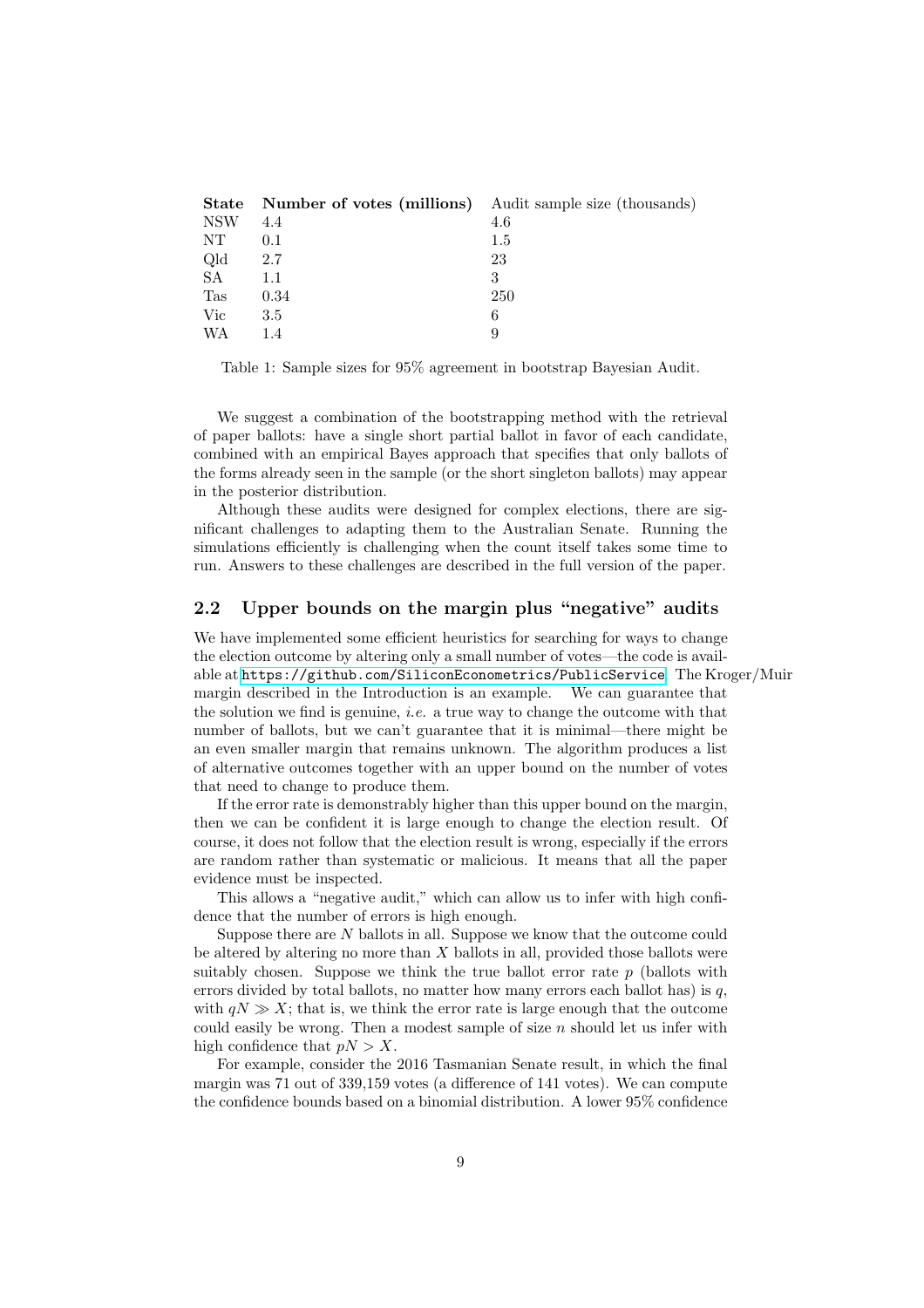| **State** | **Number of votes (millions)** | Audit sample size (thousands) |
|---|---|---|
| NSW | 4.4 | 4.6 |
| NT | 0.1 | 1.5 |
| Qld | 2.7 | 23 |
| SA | 1.1 | 3 |
| Tas | 0.34 | 250 |
| Vic | 3.5 | 6 |
| WA | 1.4 | 9 |

Table 1: Sample sizes for 95% agreement in bootstrap Bayesian Audit.

We suggest a combination of the bootstrapping method with the retrieval of paper ballots: have a single short partial ballot in favor of each candidate, combined with an empirical Bayes approach that specifies that only ballots of the forms already seen in the sample (or the short singleton ballots) may appear in the posterior distribution.

Although these audits were designed for complex elections, there are significant challenges to adapting them to the Australian Senate. Running the simulations efficiently is challenging when the count itself takes some time to run. Answers to these challenges are described in the full version of the paper.

## 2.2 Upper bounds on the margin plus "negative" audits

We have implemented some efficient heuristics for searching for ways to change the election outcome by altering only a small number of votes—the code is available at https://github.com/SiliconEconometrics/PublicService. The Kroger/Muir margin described in the Introduction is an example. We can guarantee that the solution we find is genuine, *i.e.* a true way to change the outcome with that number of ballots, but we can't guarantee that it is minimal—there might be an even smaller margin that remains unknown. The algorithm produces a list of alternative outcomes together with an upper bound on the number of votes that need to change to produce them.

If the error rate is demonstrably higher than this upper bound on the margin, then we can be confident it is large enough to change the election result. Of course, it does not follow that the election result is wrong, especially if the errors are random rather than systematic or malicious. It means that all the paper evidence must be inspected.

This allows a "negative audit," which can allow us to infer with high confidence that the number of errors is high enough.

Suppose there are $N$ ballots in all. Suppose we know that the outcome could be altered by altering no more than $X$ ballots in all, provided those ballots were suitably chosen. Suppose we think the true ballot error rate $p$ (ballots with errors divided by total ballots, no matter how many errors each ballot has) is $q$, with $qN \gg X$; that is, we think the error rate is large enough that the outcome could easily be wrong. Then a modest sample of size $n$ should let us infer with high confidence that $pN > X$.

For example, consider the 2016 Tasmanian Senate result, in which the final margin was 71 out of 339,159 votes (a difference of 141 votes). We can compute the confidence bounds based on a binomial distribution. A lower 95% confidence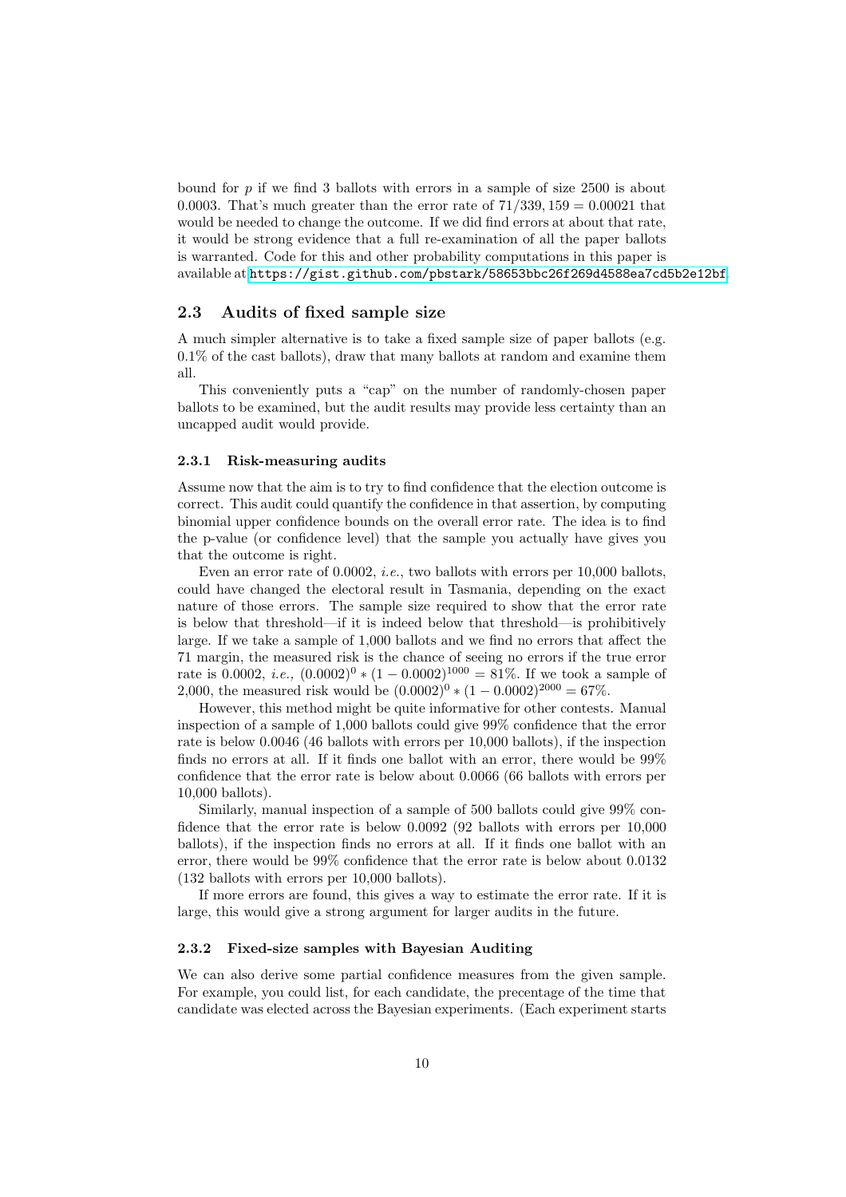bound for $p$ if we find 3 ballots with errors in a sample of size 2500 is about 0.0003. That's much greater than the error rate of $71/339,159 = 0.00021$ that would be needed to change the outcome. If we did find errors at about that rate, it would be strong evidence that a full re-examination of all the paper ballots is warranted. Code for this and other probability computations in this paper is available at https://gist.github.com/pbstark/58653bbc26f269d4588ea7cd5b2e12bf.

## 2.3 Audits of fixed sample size

A much simpler alternative is to take a fixed sample size of paper ballots (e.g. 0.1% of the cast ballots), draw that many ballots at random and examine them all.

This conveniently puts a "cap" on the number of randomly-chosen paper ballots to be examined, but the audit results may provide less certainty than an uncapped audit would provide.

### 2.3.1 Risk-measuring audits

Assume now that the aim is to try to find confidence that the election outcome is correct. This audit could quantify the confidence in that assertion, by computing binomial upper confidence bounds on the overall error rate. The idea is to find the p-value (or confidence level) that the sample you actually have gives you that the outcome is right.

Even an error rate of 0.0002, *i.e.*, two ballots with errors per 10,000 ballots, could have changed the electoral result in Tasmania, depending on the exact nature of those errors. The sample size required to show that the error rate is below that threshold—if it is indeed below that threshold—is prohibitively large. If we take a sample of 1,000 ballots and we find no errors that affect the 71 margin, the measured risk is the chance of seeing no errors if the true error rate is 0.0002, *i.e.,* $(0.0002)^0 * (1 - 0.0002)^{1000} = 81\%$. If we took a sample of 2,000, the measured risk would be $(0.0002)^0 * (1 - 0.0002)^{2000} = 67\%$.

However, this method might be quite informative for other contests. Manual inspection of a sample of 1,000 ballots could give 99% confidence that the error rate is below 0.0046 (46 ballots with errors per 10,000 ballots), if the inspection finds no errors at all. If it finds one ballot with an error, there would be 99% confidence that the error rate is below about 0.0066 (66 ballots with errors per 10,000 ballots).

Similarly, manual inspection of a sample of 500 ballots could give 99% confidence that the error rate is below 0.0092 (92 ballots with errors per 10,000 ballots), if the inspection finds no errors at all. If it finds one ballot with an error, there would be 99% confidence that the error rate is below about 0.0132 (132 ballots with errors per 10,000 ballots).

If more errors are found, this gives a way to estimate the error rate. If it is large, this would give a strong argument for larger audits in the future.

### 2.3.2 Fixed-size samples with Bayesian Auditing

We can also derive some partial confidence measures from the given sample. For example, you could list, for each candidate, the precentage of the time that candidate was elected across the Bayesian experiments. (Each experiment starts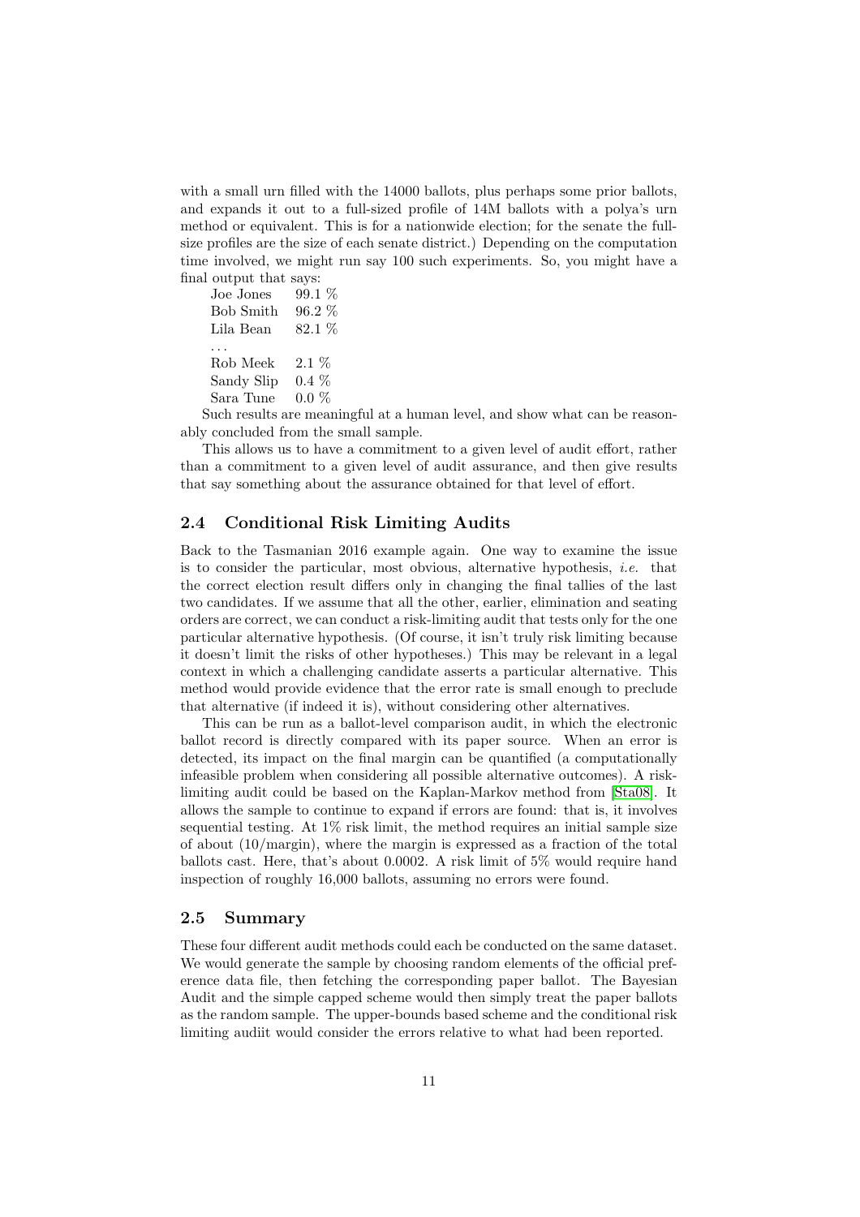with a small urn filled with the 14000 ballots, plus perhaps some prior ballots, and expands it out to a full-sized profile of 14M ballots with a polya's urn method or equivalent. This is for a nationwide election; for the senate the full-size profiles are the size of each senate district.) Depending on the computation time involved, we might run say 100 such experiments. So, you might have a final output that says:

| | |
|---|---|
| Joe Jones | 99.1 % |
| Bob Smith | 96.2 % |
| Lila Bean | 82.1 % |
| ... | |
| Rob Meek | 2.1 % |
| Sandy Slip | 0.4 % |
| Sara Tune | 0.0 % |

Such results are meaningful at a human level, and show what can be reasonably concluded from the small sample.

This allows us to have a commitment to a given level of audit effort, rather than a commitment to a given level of audit assurance, and then give results that say something about the assurance obtained for that level of effort.

## 2.4 Conditional Risk Limiting Audits

Back to the Tasmanian 2016 example again. One way to examine the issue is to consider the particular, most obvious, alternative hypothesis, *i.e.* that the correct election result differs only in changing the final tallies of the last two candidates. If we assume that all the other, earlier, elimination and seating orders are correct, we can conduct a risk-limiting audit that tests only for the one particular alternative hypothesis. (Of course, it isn't truly risk limiting because it doesn't limit the risks of other hypotheses.) This may be relevant in a legal context in which a challenging candidate asserts a particular alternative. This method would provide evidence that the error rate is small enough to preclude that alternative (if indeed it is), without considering other alternatives.

This can be run as a ballot-level comparison audit, in which the electronic ballot record is directly compared with its paper source. When an error is detected, its impact on the final margin can be quantified (a computationally infeasible problem when considering all possible alternative outcomes). A risk-limiting audit could be based on the Kaplan-Markov method from [Sta08]. It allows the sample to continue to expand if errors are found: that is, it involves sequential testing. At 1% risk limit, the method requires an initial sample size of about (10/margin), where the margin is expressed as a fraction of the total ballots cast. Here, that's about 0.0002. A risk limit of 5% would require hand inspection of roughly 16,000 ballots, assuming no errors were found.

## 2.5 Summary

These four different audit methods could each be conducted on the same dataset. We would generate the sample by choosing random elements of the official preference data file, then fetching the corresponding paper ballot. The Bayesian Audit and the simple capped scheme would then simply treat the paper ballots as the random sample. The upper-bounds based scheme and the conditional risk limiting audiit would consider the errors relative to what had been reported.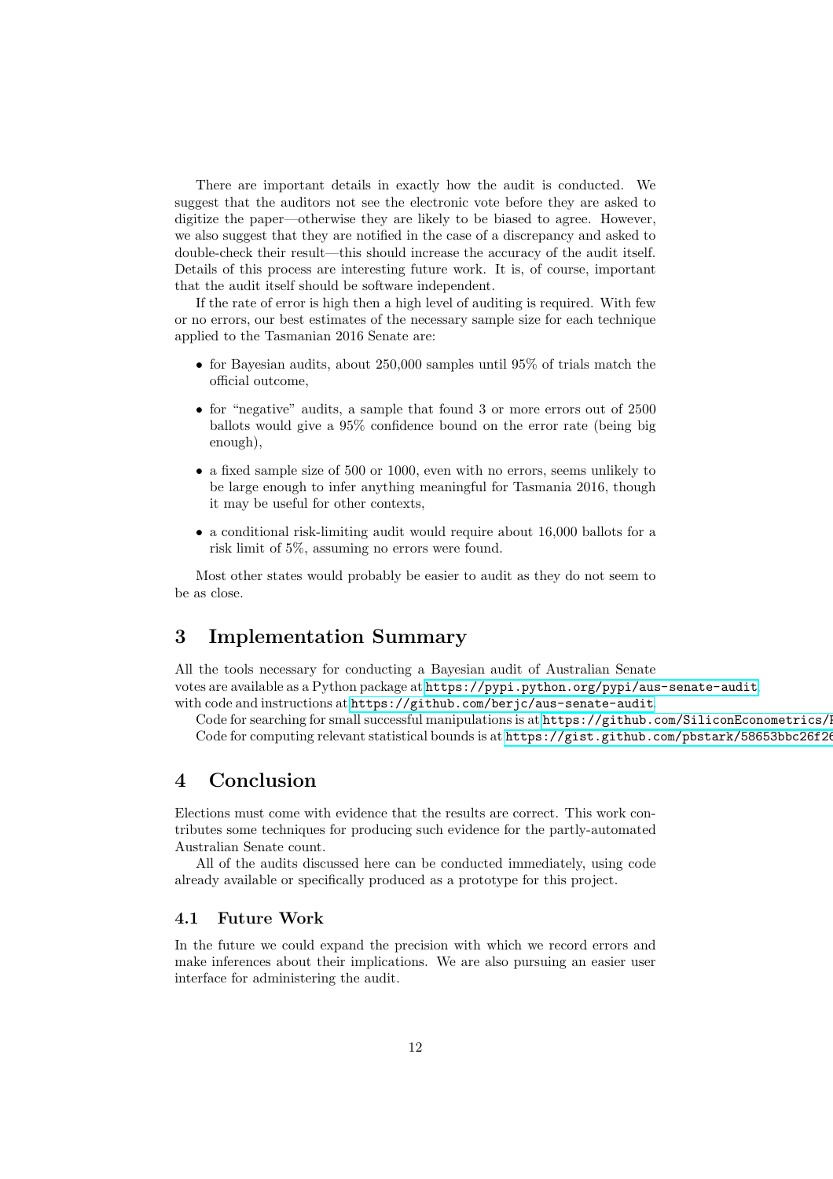There are important details in exactly how the audit is conducted. We suggest that the auditors not see the electronic vote before they are asked to digitize the paper—otherwise they are likely to be biased to agree. However, we also suggest that they are notified in the case of a discrepancy and asked to double-check their result—this should increase the accuracy of the audit itself. Details of this process are interesting future work. It is, of course, important that the audit itself should be software independent.

If the rate of error is high then a high level of auditing is required. With few or no errors, our best estimates of the necessary sample size for each technique applied to the Tasmanian 2016 Senate are:

- for Bayesian audits, about 250,000 samples until 95% of trials match the official outcome,
- for "negative" audits, a sample that found 3 or more errors out of 2500 ballots would give a 95% confidence bound on the error rate (being big enough),
- a fixed sample size of 500 or 1000, even with no errors, seems unlikely to be large enough to infer anything meaningful for Tasmania 2016, though it may be useful for other contexts,
- a conditional risk-limiting audit would require about 16,000 ballots for a risk limit of 5%, assuming no errors were found.

Most other states would probably be easier to audit as they do not seem to be as close.

## 3 Implementation Summary

All the tools necessary for conducting a Bayesian audit of Australian Senate votes are available as a Python package at https://pypi.python.org/pypi/aus-senate-audit, with code and instructions at https://github.com/berjc/aus-senate-audit.

Code for searching for small successful manipulations is at https://github.com/SiliconEconometrics/P

Code for computing relevant statistical bounds is at https://gist.github.com/pbstark/58653bbc26f26

## 4 Conclusion

Elections must come with evidence that the results are correct. This work contributes some techniques for producing such evidence for the partly-automated Australian Senate count.

All of the audits discussed here can be conducted immediately, using code already available or specifically produced as a prototype for this project.

### 4.1 Future Work

In the future we could expand the precision with which we record errors and make inferences about their implications. We are also pursuing an easier user interface for administering the audit.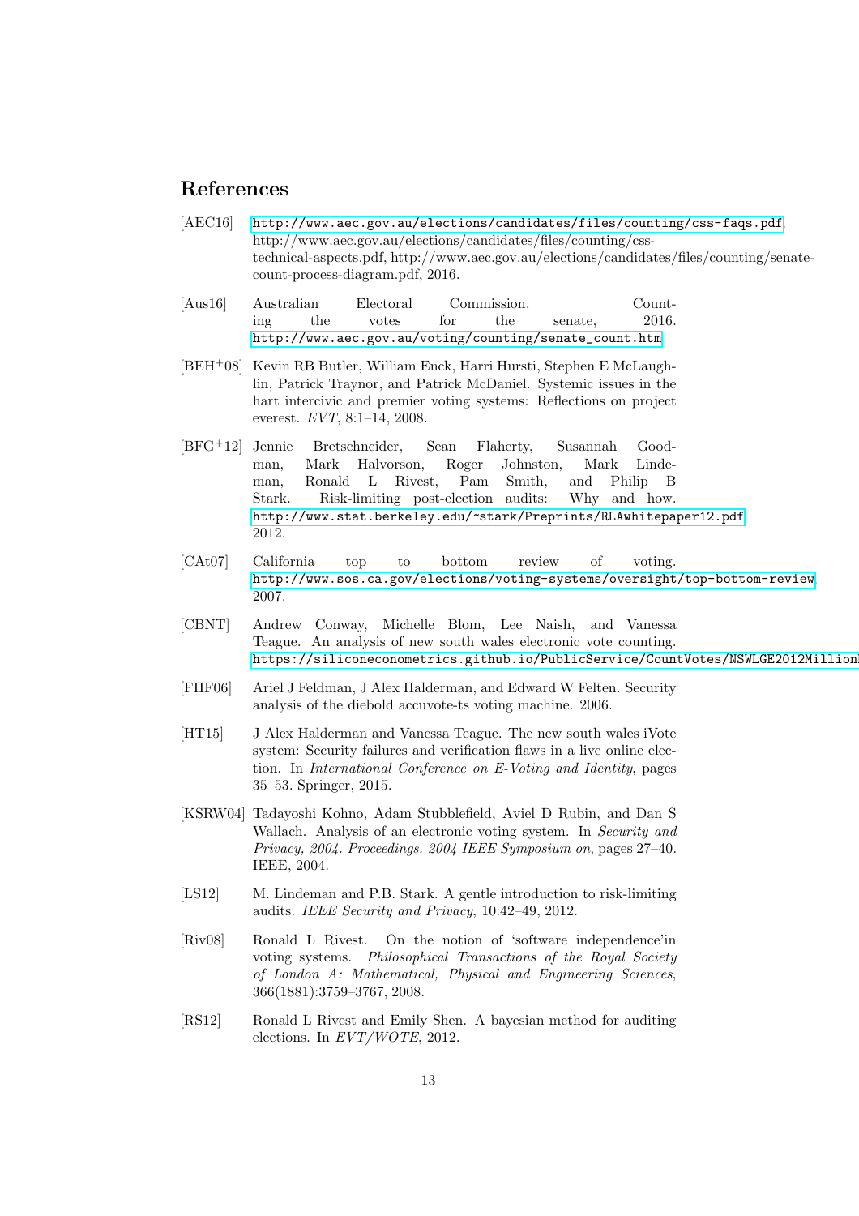## References

[AEC16] http://www.aec.gov.au/elections/candidates/files/counting/css-faqs.pdf, http://www.aec.gov.au/elections/candidates/files/counting/css-technical-aspects.pdf, http://www.aec.gov.au/elections/candidates/files/counting/senate-count-process-diagram.pdf, 2016.

[Aus16] Australian Electoral Commission. Counting the votes for the senate, 2016. http://www.aec.gov.au/voting/counting/senate_count.htm

[BEH+08] Kevin RB Butler, William Enck, Harri Hursti, Stephen E McLaughlin, Patrick Traynor, and Patrick McDaniel. Systemic issues in the hart intercivic and premier voting systems: Reflections on project everest. *EVT*, 8:1–14, 2008.

[BFG+12] Jennie Bretschneider, Sean Flaherty, Susannah Goodman, Mark Halvorson, Roger Johnston, Mark Lindeman, Ronald L Rivest, Pam Smith, and Philip B Stark. Risk-limiting post-election audits: Why and how. http://www.stat.berkeley.edu/~stark/Preprints/RLAwhitepaper12.pdf, 2012.

[CAt07] California top to bottom review of voting. http://www.sos.ca.gov/elections/voting-systems/oversight/top-bottom-review, 2007.

[CBNT] Andrew Conway, Michelle Blom, Lee Naish, and Vanessa Teague. An analysis of new south wales electronic vote counting. https://siliconeconometrics.github.io/PublicService/CountVotes/NSWLGE2012Million

[FHF06] Ariel J Feldman, J Alex Halderman, and Edward W Felten. Security analysis of the diebold accuvote-ts voting machine. 2006.

[HT15] J Alex Halderman and Vanessa Teague. The new south wales iVote system: Security failures and verification flaws in a live online election. In *International Conference on E-Voting and Identity*, pages 35–53. Springer, 2015.

[KSRW04] Tadayoshi Kohno, Adam Stubblefield, Aviel D Rubin, and Dan S Wallach. Analysis of an electronic voting system. In *Security and Privacy, 2004. Proceedings. 2004 IEEE Symposium on*, pages 27–40. IEEE, 2004.

[LS12] M. Lindeman and P.B. Stark. A gentle introduction to risk-limiting audits. *IEEE Security and Privacy*, 10:42–49, 2012.

[Riv08] Ronald L Rivest. On the notion of 'software independence'in voting systems. *Philosophical Transactions of the Royal Society of London A: Mathematical, Physical and Engineering Sciences*, 366(1881):3759–3767, 2008.

[RS12] Ronald L Rivest and Emily Shen. A bayesian method for auditing elections. In *EVT/WOTE*, 2012.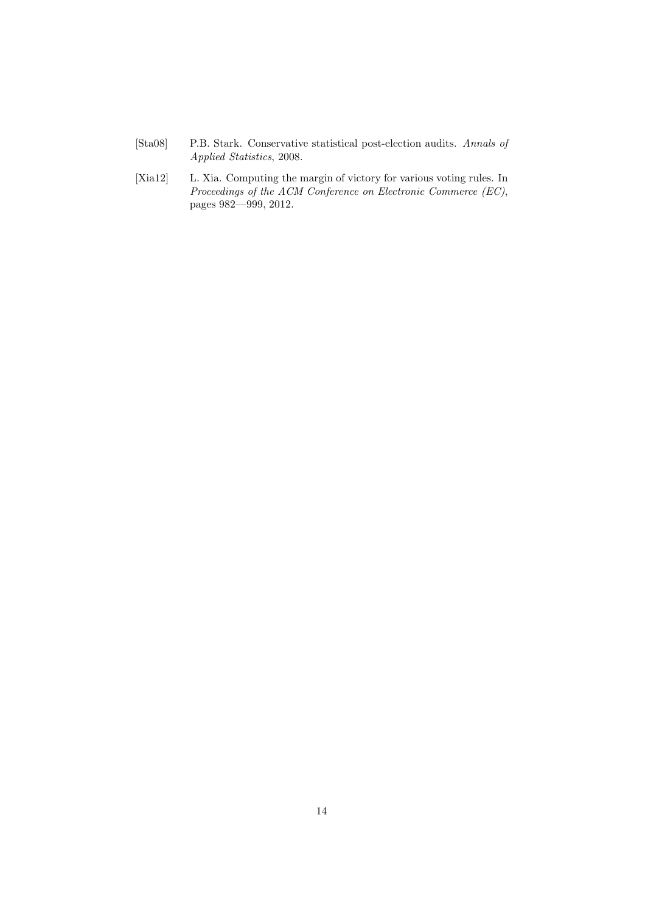[Sta08] P.B. Stark. Conservative statistical post-election audits. *Annals of Applied Statistics*, 2008.

[Xia12] L. Xia. Computing the margin of victory for various voting rules. In *Proceedings of the ACM Conference on Electronic Commerce (EC)*, pages 982—999, 2012.